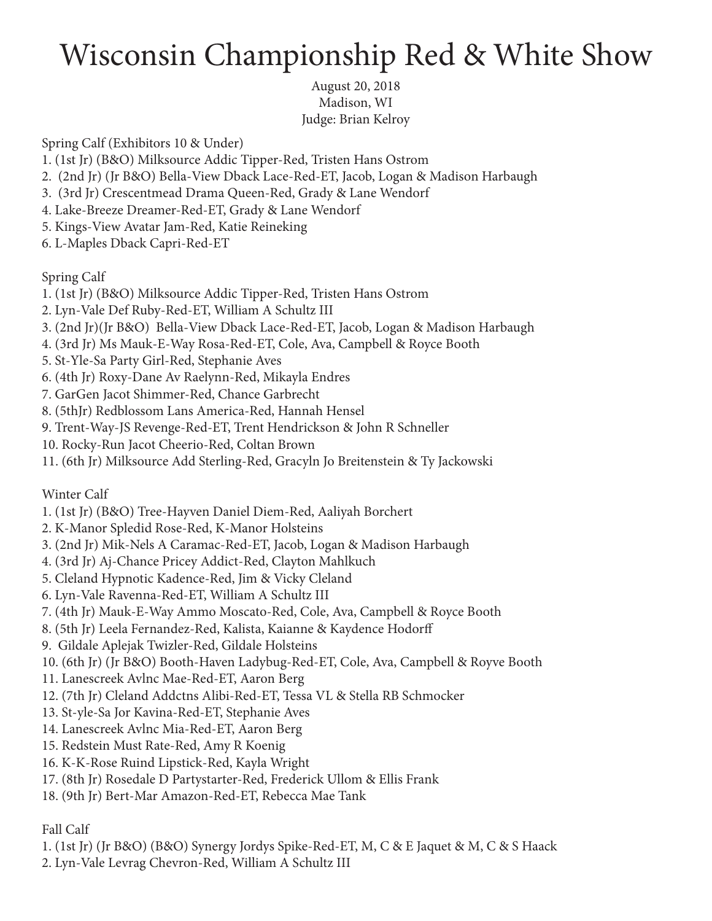# Wisconsin Championship Red & White Show

August 20, 2018
Madison, WI
Judge: Brian Kelroy

Spring Calf (Exhibitors 10 & Under)

1. (1st Jr) (B&O) Milksource Addic Tipper-Red, Tristen Hans Ostrom
2. (2nd Jr) (Jr B&O) Bella-View Dback Lace-Red-ET, Jacob, Logan & Madison Harbaugh
3. (3rd Jr) Crescentmead Drama Queen-Red, Grady & Lane Wendorf
4. Lake-Breeze Dreamer-Red-ET, Grady & Lane Wendorf
5. Kings-View Avatar Jam-Red, Katie Reineking
6. L-Maples Dback Capri-Red-ET

Spring Calf

1. (1st Jr) (B&O) Milksource Addic Tipper-Red, Tristen Hans Ostrom
2. Lyn-Vale Def Ruby-Red-ET, William A Schultz III
3. (2nd Jr)(Jr B&O) Bella-View Dback Lace-Red-ET, Jacob, Logan & Madison Harbaugh
4. (3rd Jr) Ms Mauk-E-Way Rosa-Red-ET, Cole, Ava, Campbell & Royce Booth
5. St-Yle-Sa Party Girl-Red, Stephanie Aves
6. (4th Jr) Roxy-Dane Av Raelynn-Red, Mikayla Endres
7. GarGen Jacot Shimmer-Red, Chance Garbrecht
8. (5thJr) Redblossom Lans America-Red, Hannah Hensel
9. Trent-Way-JS Revenge-Red-ET, Trent Hendrickson & John R Schneller
10. Rocky-Run Jacot Cheerio-Red, Coltan Brown
11. (6th Jr) Milksource Add Sterling-Red, Gracyln Jo Breitenstein & Ty Jackowski

Winter Calf

1. (1st Jr) (B&O) Tree-Hayven Daniel Diem-Red, Aaliyah Borchert
2. K-Manor Spledid Rose-Red, K-Manor Holsteins
3. (2nd Jr) Mik-Nels A Caramac-Red-ET, Jacob, Logan & Madison Harbaugh
4. (3rd Jr) Aj-Chance Pricey Addict-Red, Clayton Mahlkuch
5. Cleland Hypnotic Kadence-Red, Jim & Vicky Cleland
6. Lyn-Vale Ravenna-Red-ET, William A Schultz III
7. (4th Jr) Mauk-E-Way Ammo Moscato-Red, Cole, Ava, Campbell & Royce Booth
8. (5th Jr) Leela Fernandez-Red, Kalista, Kaianne & Kaydence Hodorff
9. Gildale Aplejak Twizler-Red, Gildale Holsteins
10. (6th Jr) (Jr B&O) Booth-Haven Ladybug-Red-ET, Cole, Ava, Campbell & Royve Booth
11. Lanescreek Avlnc Mae-Red-ET, Aaron Berg
12. (7th Jr) Cleland Addctns Alibi-Red-ET, Tessa VL & Stella RB Schmocker
13. St-yle-Sa Jor Kavina-Red-ET, Stephanie Aves
14. Lanescreek Avlnc Mia-Red-ET, Aaron Berg
15. Redstein Must Rate-Red, Amy R Koenig
16. K-K-Rose Ruind Lipstick-Red, Kayla Wright
17. (8th Jr) Rosedale D Partystarter-Red, Frederick Ullom & Ellis Frank
18. (9th Jr) Bert-Mar Amazon-Red-ET, Rebecca Mae Tank

Fall Calf

1. (1st Jr) (Jr B&O) (B&O) Synergy Jordys Spike-Red-ET, M, C & E Jaquet & M, C & S Haack
2. Lyn-Vale Levrag Chevron-Red, William A Schultz III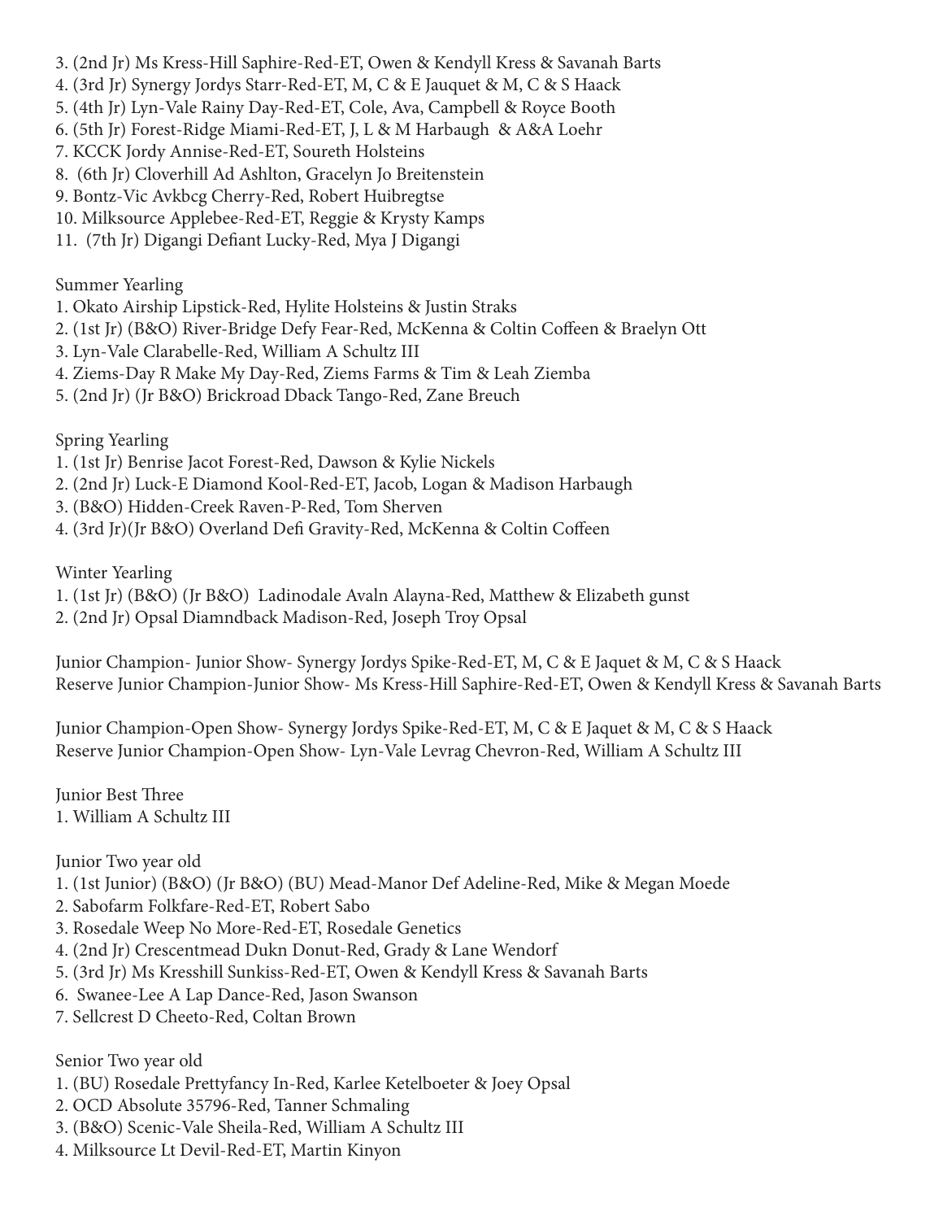3. (2nd Jr) Ms Kress-Hill Saphire-Red-ET, Owen & Kendyll Kress & Savanah Barts
4. (3rd Jr) Synergy Jordys Starr-Red-ET, M, C & E Jauquet & M, C & S Haack
5. (4th Jr) Lyn-Vale Rainy Day-Red-ET, Cole, Ava, Campbell & Royce Booth
6. (5th Jr) Forest-Ridge Miami-Red-ET, J, L & M Harbaugh & A&A Loehr
7. KCCK Jordy Annise-Red-ET, Soureth Holsteins
8. (6th Jr) Cloverhill Ad Ashlton, Gracelyn Jo Breitenstein
9. Bontz-Vic Avkbcg Cherry-Red, Robert Huibregtse
10. Milksource Applebee-Red-ET, Reggie & Krysty Kamps
11. (7th Jr) Digangi Defiant Lucky-Red, Mya J Digangi

Summer Yearling

1. Okato Airship Lipstick-Red, Hylite Holsteins & Justin Straks
2. (1st Jr) (B&O) River-Bridge Defy Fear-Red, McKenna & Coltin Coffeen & Braelyn Ott
3. Lyn-Vale Clarabelle-Red, William A Schultz III
4. Ziems-Day R Make My Day-Red, Ziems Farms & Tim & Leah Ziemba
5. (2nd Jr) (Jr B&O) Brickroad Dback Tango-Red, Zane Breuch

Spring Yearling

1. (1st Jr) Benrise Jacot Forest-Red, Dawson & Kylie Nickels
2. (2nd Jr) Luck-E Diamond Kool-Red-ET, Jacob, Logan & Madison Harbaugh
3. (B&O) Hidden-Creek Raven-P-Red, Tom Sherven
4. (3rd Jr)(Jr B&O) Overland Defi Gravity-Red, McKenna & Coltin Coffeen

Winter Yearling

1. (1st Jr) (B&O) (Jr B&O) Ladinodale Avaln Alayna-Red, Matthew & Elizabeth gunst
2. (2nd Jr) Opsal Diamndback Madison-Red, Joseph Troy Opsal

Junior Champion- Junior Show- Synergy Jordys Spike-Red-ET, M, C & E Jaquet & M, C & S Haack
Reserve Junior Champion-Junior Show- Ms Kress-Hill Saphire-Red-ET, Owen & Kendyll Kress & Savanah Barts

Junior Champion-Open Show- Synergy Jordys Spike-Red-ET, M, C & E Jaquet & M, C & S Haack
Reserve Junior Champion-Open Show- Lyn-Vale Levrag Chevron-Red, William A Schultz III

Junior Best Three

1. William A Schultz III

Junior Two year old

1. (1st Junior) (B&O) (Jr B&O) (BU) Mead-Manor Def Adeline-Red, Mike & Megan Moede
2. Sabofarm Folkfare-Red-ET, Robert Sabo
3. Rosedale Weep No More-Red-ET, Rosedale Genetics
4. (2nd Jr) Crescentmead Dukn Donut-Red, Grady & Lane Wendorf
5. (3rd Jr) Ms Kresshill Sunkiss-Red-ET, Owen & Kendyll Kress & Savanah Barts
6. Swanee-Lee A Lap Dance-Red, Jason Swanson
7. Sellcrest D Cheeto-Red, Coltan Brown

Senior Two year old

1. (BU) Rosedale Prettyfancy In-Red, Karlee Ketelboeter & Joey Opsal
2. OCD Absolute 35796-Red, Tanner Schmaling
3. (B&O) Scenic-Vale Sheila-Red, William A Schultz III
4. Milksource Lt Devil-Red-ET, Martin Kinyon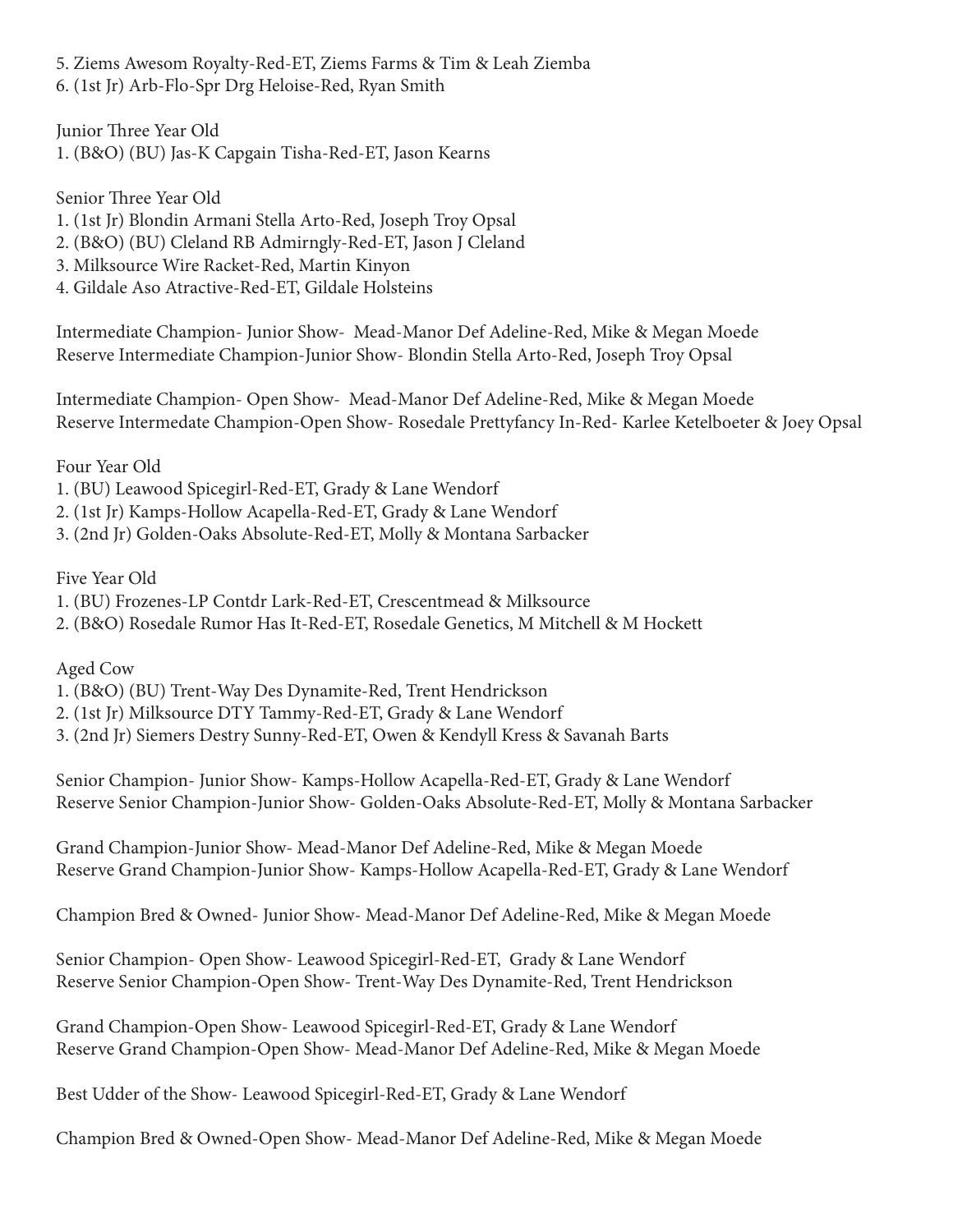5. Ziems Awesom Royalty-Red-ET, Ziems Farms & Tim & Leah Ziemba
6. (1st Jr) Arb-Flo-Spr Drg Heloise-Red, Ryan Smith

Junior Three Year Old

1. (B&O) (BU) Jas-K Capgain Tisha-Red-ET, Jason Kearns

Senior Three Year Old

1. (1st Jr) Blondin Armani Stella Arto-Red, Joseph Troy Opsal
2. (B&O) (BU) Cleland RB Admirngly-Red-ET, Jason J Cleland
3. Milksource Wire Racket-Red, Martin Kinyon
4. Gildale Aso Atractive-Red-ET, Gildale Holsteins

Intermediate Champion- Junior Show- Mead-Manor Def Adeline-Red, Mike & Megan Moede
Reserve Intermediate Champion-Junior Show- Blondin Stella Arto-Red, Joseph Troy Opsal

Intermediate Champion- Open Show- Mead-Manor Def Adeline-Red, Mike & Megan Moede
Reserve Intermedate Champion-Open Show- Rosedale Prettyfancy In-Red- Karlee Ketelboeter & Joey Opsal

Four Year Old

1. (BU) Leawood Spicegirl-Red-ET, Grady & Lane Wendorf
2. (1st Jr) Kamps-Hollow Acapella-Red-ET, Grady & Lane Wendorf
3. (2nd Jr) Golden-Oaks Absolute-Red-ET, Molly & Montana Sarbacker

Five Year Old

1. (BU) Frozenes-LP Contdr Lark-Red-ET, Crescentmead & Milksource
2. (B&O) Rosedale Rumor Has It-Red-ET, Rosedale Genetics, M Mitchell & M Hockett

Aged Cow

1. (B&O) (BU) Trent-Way Des Dynamite-Red, Trent Hendrickson
2. (1st Jr) Milksource DTY Tammy-Red-ET, Grady & Lane Wendorf
3. (2nd Jr) Siemers Destry Sunny-Red-ET, Owen & Kendyll Kress & Savanah Barts

Senior Champion- Junior Show- Kamps-Hollow Acapella-Red-ET, Grady & Lane Wendorf
Reserve Senior Champion-Junior Show- Golden-Oaks Absolute-Red-ET, Molly & Montana Sarbacker

Grand Champion-Junior Show- Mead-Manor Def Adeline-Red, Mike & Megan Moede
Reserve Grand Champion-Junior Show- Kamps-Hollow Acapella-Red-ET, Grady & Lane Wendorf

Champion Bred & Owned- Junior Show- Mead-Manor Def Adeline-Red, Mike & Megan Moede

Senior Champion- Open Show- Leawood Spicegirl-Red-ET, Grady & Lane Wendorf
Reserve Senior Champion-Open Show- Trent-Way Des Dynamite-Red, Trent Hendrickson

Grand Champion-Open Show- Leawood Spicegirl-Red-ET, Grady & Lane Wendorf
Reserve Grand Champion-Open Show- Mead-Manor Def Adeline-Red, Mike & Megan Moede

Best Udder of the Show- Leawood Spicegirl-Red-ET, Grady & Lane Wendorf

Champion Bred & Owned-Open Show- Mead-Manor Def Adeline-Red, Mike & Megan Moede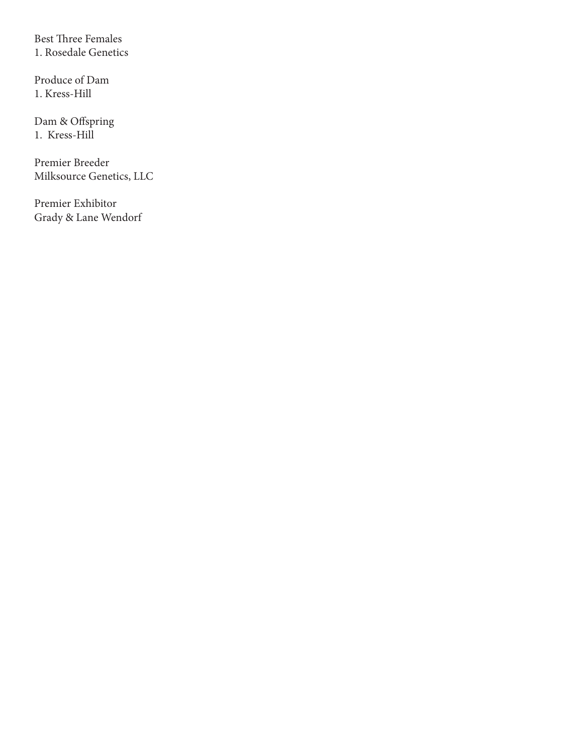Best Three Females
1. Rosedale Genetics

Produce of Dam
1. Kress-Hill

Dam & Offspring
1. Kress-Hill

Premier Breeder
Milksource Genetics, LLC

Premier Exhibitor
Grady & Lane Wendorf